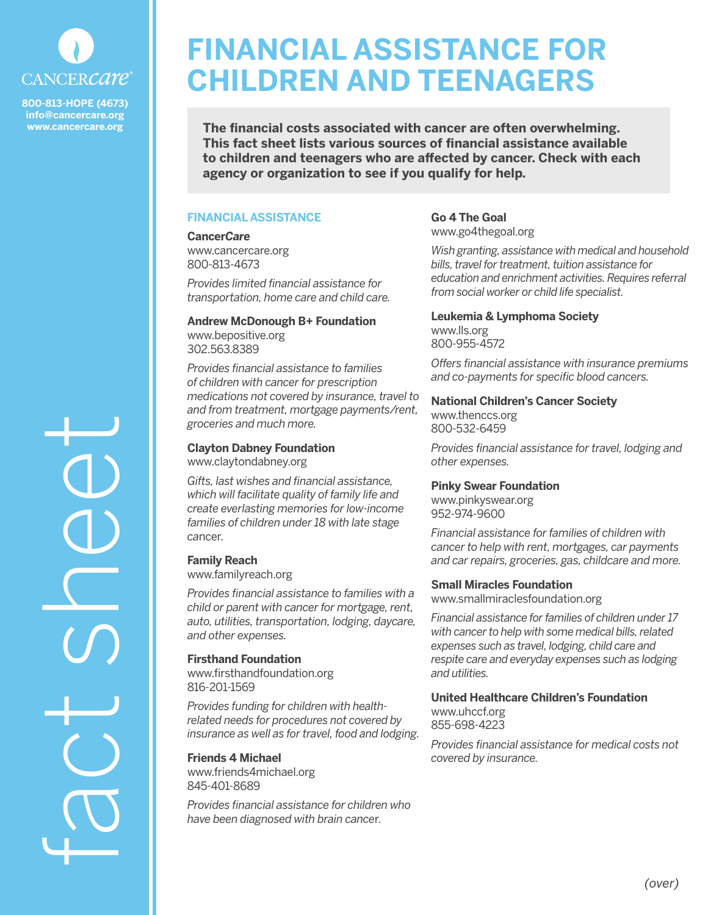CANCER*care*

800-813-HOPE (4673)
info@cancercare.org
www.cancercare.org

fact sheet

# FINANCIAL ASSISTANCE FOR CHILDREN AND TEENAGERS

**The financial costs associated with cancer are often overwhelming. This fact sheet lists various sources of financial assistance available to children and teenagers who are affected by cancer. Check with each agency or organization to see if you qualify for help.**

## FINANCIAL ASSISTANCE

**Cancer*Care***
www.cancercare.org
800-813-4673

*Provides limited financial assistance for transportation, home care and child care.*

**Andrew McDonough B+ Foundation**
www.bepositive.org
302.563.8389

*Provides financial assistance to families of children with cancer for prescription medications not covered by insurance, travel to and from treatment, mortgage payments/rent, groceries and much more.*

**Clayton Dabney Foundation**
www.claytondabney.org

*Gifts, last wishes and financial assistance, which will facilitate quality of family life and create everlasting memories for low-income families of children under 18 with late stage cancer.*

**Family Reach**
www.familyreach.org

*Provides financial assistance to families with a child or parent with cancer for mortgage, rent, auto, utilities, transportation, lodging, daycare, and other expenses.*

**Firsthand Foundation**
www.firsthandfoundation.org
816-201-1569

*Provides funding for children with health-related needs for procedures not covered by insurance as well as for travel, food and lodging.*

**Friends 4 Michael**
www.friends4michael.org
845-401-8689

*Provides financial assistance for children who have been diagnosed with brain cancer.*

**Go 4 The Goal**
www.go4thegoal.org

*Wish granting, assistance with medical and household bills, travel for treatment, tuition assistance for education and enrichment activities. Requires referral from social worker or child life specialist.*

**Leukemia & Lymphoma Society**
www.lls.org
800-955-4572

*Offers financial assistance with insurance premiums and co-payments for specific blood cancers.*

**National Children's Cancer Society**
www.thenccs.org
800-532-6459

*Provides financial assistance for travel, lodging and other expenses.*

**Pinky Swear Foundation**
www.pinkyswear.org
952-974-9600

*Financial assistance for families of children with cancer to help with rent, mortgages, car payments and car repairs, groceries, gas, childcare and more.*

**Small Miracles Foundation**
www.smallmiraclesfoundation.org

*Financial assistance for families of children under 17 with cancer to help with some medical bills, related expenses such as travel, lodging, child care and respite care and everyday expenses such as lodging and utilities.*

**United Healthcare Children's Foundation**
www.uhccf.org
855-698-4223

*Provides financial assistance for medical costs not covered by insurance.*

*(over)*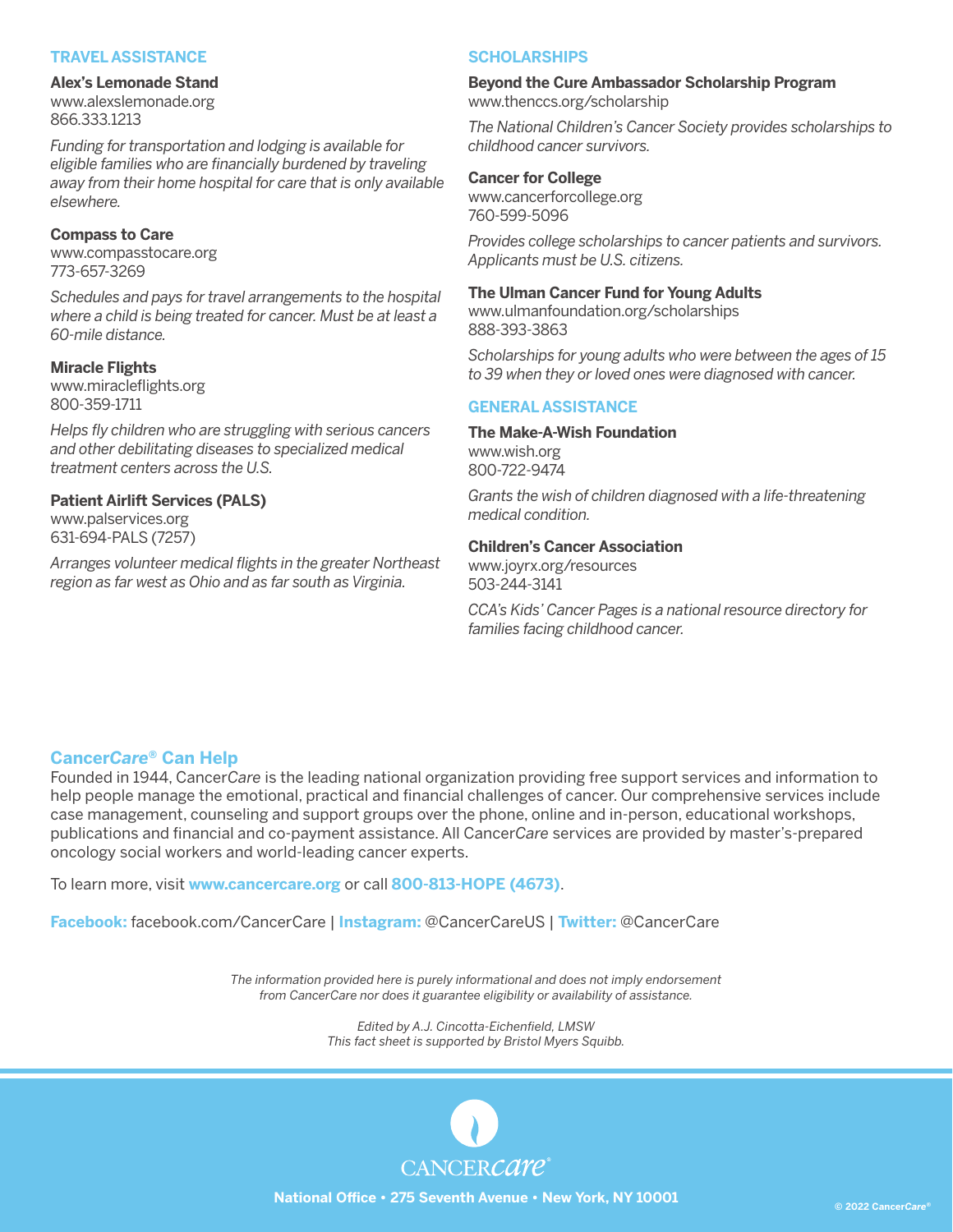## TRAVEL ASSISTANCE

**Alex's Lemonade Stand**
www.alexslemonade.org
866.333.1213

*Funding for transportation and lodging is available for eligible families who are financially burdened by traveling away from their home hospital for care that is only available elsewhere.*

**Compass to Care**
www.compasstocare.org
773-657-3269

*Schedules and pays for travel arrangements to the hospital where a child is being treated for cancer. Must be at least a 60-mile distance.*

**Miracle Flights**
www.miracleflights.org
800-359-1711

*Helps fly children who are struggling with serious cancers and other debilitating diseases to specialized medical treatment centers across the U.S.*

**Patient Airlift Services (PALS)**
www.palservices.org
631-694-PALS (7257)

*Arranges volunteer medical flights in the greater Northeast region as far west as Ohio and as far south as Virginia.*

## SCHOLARSHIPS

**Beyond the Cure Ambassador Scholarship Program**
www.thenccs.org/scholarship

*The National Children's Cancer Society provides scholarships to childhood cancer survivors.*

**Cancer for College**
www.cancerforcollege.org
760-599-5096

*Provides college scholarships to cancer patients and survivors. Applicants must be U.S. citizens.*

**The Ulman Cancer Fund for Young Adults**
www.ulmanfoundation.org/scholarships
888-393-3863

*Scholarships for young adults who were between the ages of 15 to 39 when they or loved ones were diagnosed with cancer.*

## GENERAL ASSISTANCE

**The Make-A-Wish Foundation**
www.wish.org
800-722-9474

*Grants the wish of children diagnosed with a life-threatening medical condition.*

**Children's Cancer Association**
www.joyrx.org/resources
503-244-3141

*CCA's Kids' Cancer Pages is a national resource directory for families facing childhood cancer.*

## Cancer*Care*® Can Help

Founded in 1944, Cancer*Care* is the leading national organization providing free support services and information to help people manage the emotional, practical and financial challenges of cancer. Our comprehensive services include case management, counseling and support groups over the phone, online and in-person, educational workshops, publications and financial and co-payment assistance. All Cancer*Care* services are provided by master's-prepared oncology social workers and world-leading cancer experts.

To learn more, visit **www.cancercare.org** or call **800-813-HOPE (4673)**.

**Facebook:** facebook.com/CancerCare | **Instagram:** @CancerCareUS | **Twitter:** @CancerCare

*The information provided here is purely informational and does not imply endorsement from CancerCare nor does it guarantee eligibility or availability of assistance.*

*Edited by A.J. Cincotta-Eichenfield, LMSW*
*This fact sheet is supported by Bristol Myers Squibb.*

CANCER*care*®

**National Office • 275 Seventh Avenue • New York, NY 10001**

© 2022 CancerCare®